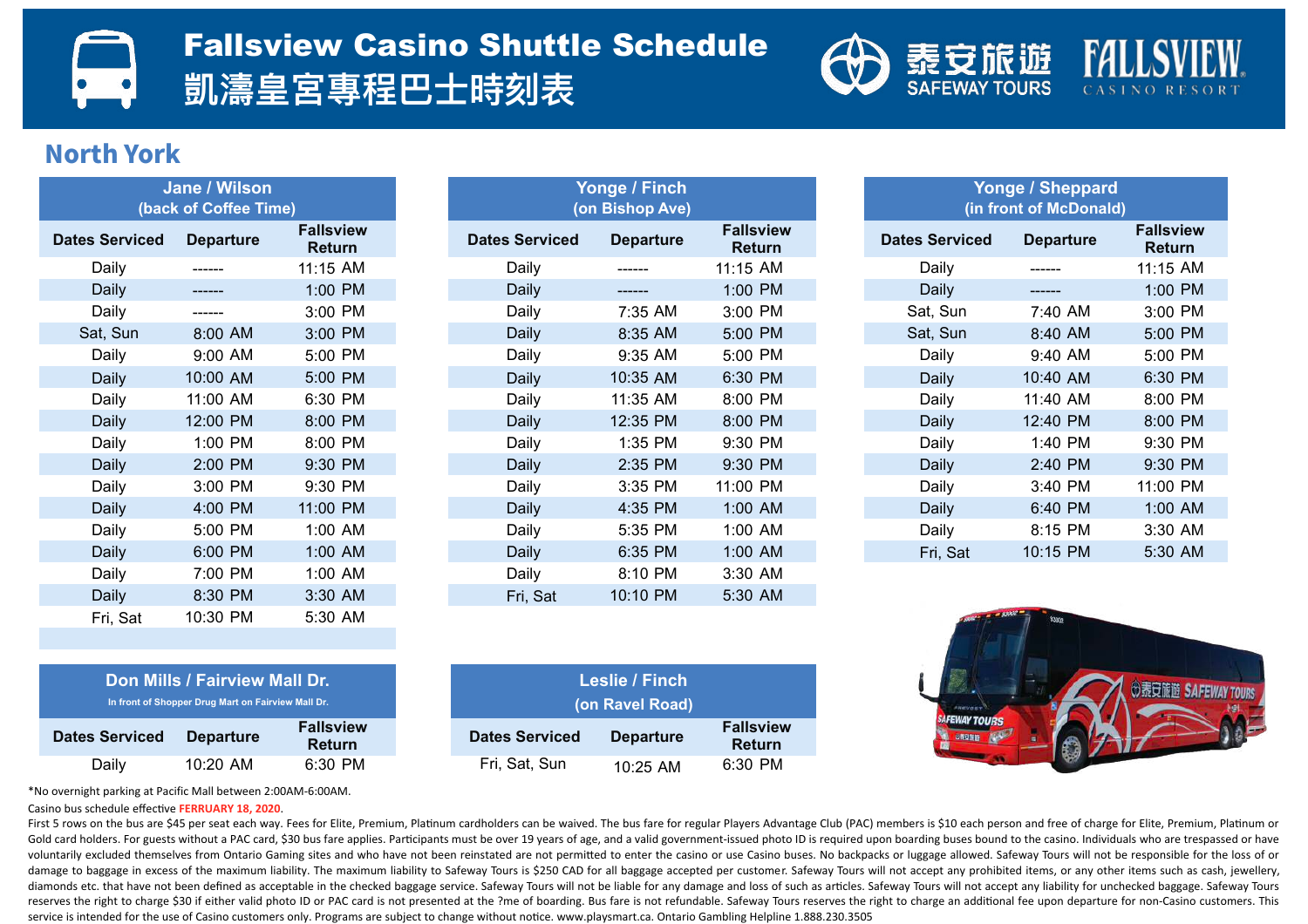# Fallsview Casino Shuttle Schedule
# 凱濤皇宮專程巴士時刻表

泰安旅遊 SAFEWAY TOURS

FALLSVIEW CASINO RESORT

## North York

| Jane / Wilson (back of Coffee Time) | | |
|---|---|---|
| Dates Serviced | Departure | Fallsview Return |
| Daily | ------ | 11:15 AM |
| Daily | ------ | 1:00 PM |
| Daily | ------ | 3:00 PM |
| Sat, Sun | 8:00 AM | 3:00 PM |
| Daily | 9:00 AM | 5:00 PM |
| Daily | 10:00 AM | 5:00 PM |
| Daily | 11:00 AM | 6:30 PM |
| Daily | 12:00 PM | 8:00 PM |
| Daily | 1:00 PM | 8:00 PM |
| Daily | 2:00 PM | 9:30 PM |
| Daily | 3:00 PM | 9:30 PM |
| Daily | 4:00 PM | 11:00 PM |
| Daily | 5:00 PM | 1:00 AM |
| Daily | 6:00 PM | 1:00 AM |
| Daily | 7:00 PM | 1:00 AM |
| Daily | 8:30 PM | 3:30 AM |
| Fri, Sat | 10:30 PM | 5:30 AM |

| Yonge / Finch (on Bishop Ave) | | |
|---|---|---|
| Dates Serviced | Departure | Fallsview Return |
| Daily | ------ | 11:15 AM |
| Daily | ------ | 1:00 PM |
| Daily | 7:35 AM | 3:00 PM |
| Daily | 8:35 AM | 5:00 PM |
| Daily | 9:35 AM | 5:00 PM |
| Daily | 10:35 AM | 6:30 PM |
| Daily | 11:35 AM | 8:00 PM |
| Daily | 12:35 PM | 8:00 PM |
| Daily | 1:35 PM | 9:30 PM |
| Daily | 2:35 PM | 9:30 PM |
| Daily | 3:35 PM | 11:00 PM |
| Daily | 4:35 PM | 1:00 AM |
| Daily | 5:35 PM | 1:00 AM |
| Daily | 6:35 PM | 1:00 AM |
| Daily | 8:10 PM | 3:30 AM |
| Fri, Sat | 10:10 PM | 5:30 AM |

| Yonge / Sheppard (in front of McDonald) | | |
|---|---|---|
| Dates Serviced | Departure | Fallsview Return |
| Daily | ------ | 11:15 AM |
| Daily | ------ | 1:00 PM |
| Sat, Sun | 7:40 AM | 3:00 PM |
| Sat, Sun | 8:40 AM | 5:00 PM |
| Daily | 9:40 AM | 5:00 PM |
| Daily | 10:40 AM | 6:30 PM |
| Daily | 11:40 AM | 8:00 PM |
| Daily | 12:40 PM | 8:00 PM |
| Daily | 1:40 PM | 9:30 PM |
| Daily | 2:40 PM | 9:30 PM |
| Daily | 3:40 PM | 11:00 PM |
| Daily | 6:40 PM | 1:00 AM |
| Daily | 8:15 PM | 3:30 AM |
| Fri, Sat | 10:15 PM | 5:30 AM |

| Don Mills / Fairview Mall Dr. (In front of Shopper Drug Mart on Fairview Mall Dr.) | | |
|---|---|---|
| Dates Serviced | Departure | Fallsview Return |
| Daily | 10:20 AM | 6:30 PM |

| Leslie / Finch (on Ravel Road) | | |
|---|---|---|
| Dates Serviced | Departure | Fallsview Return |
| Fri, Sat, Sun | 10:25 AM | 6:30 PM |

*No overnight parking at Pacific Mall between 2:00AM-6:00AM.

Casino bus schedule effective **FERRUARY 18, 2020**.

First 5 rows on the bus are $45 per seat each way. Fees for Elite, Premium, Platinum cardholders can be waived. The bus fare for regular Players Advantage Club (PAC) members is $10 each person and free of charge for Elite, Premium, Platinum or Gold card holders. For guests without a PAC card, $30 bus fare applies. Participants must be over 19 years of age, and a valid government-issued photo ID is required upon boarding buses bound to the casino. Individuals who are trespassed or have voluntarily excluded themselves from Ontario Gaming sites and who have not been reinstated are not permitted to enter the casino or use Casino buses. No backpacks or luggage allowed. Safeway Tours will not be responsible for the loss of or damage to baggage in excess of the maximum liability. The maximum liability to Safeway Tours is $250 CAD for all baggage accepted per customer. Safeway Tours will not accept any prohibited items, or any other items such as cash, jewellery, diamonds etc. that have not been defined as acceptable in the checked baggage service. Safeway Tours will not be liable for any damage and loss of such as articles. Safeway Tours will not accept any liability for unchecked baggage. Safeway Tours reserves the right to charge $30 if either valid photo ID or PAC card is not presented at the ?me of boarding. Bus fare is not refundable. Safeway Tours reserves the right to charge an additional fee upon departure for non-Casino customers. This service is intended for the use of Casino customers only. Programs are subject to change without notice. www.playsmart.ca. Ontario Gambling Helpline 1.888.230.3505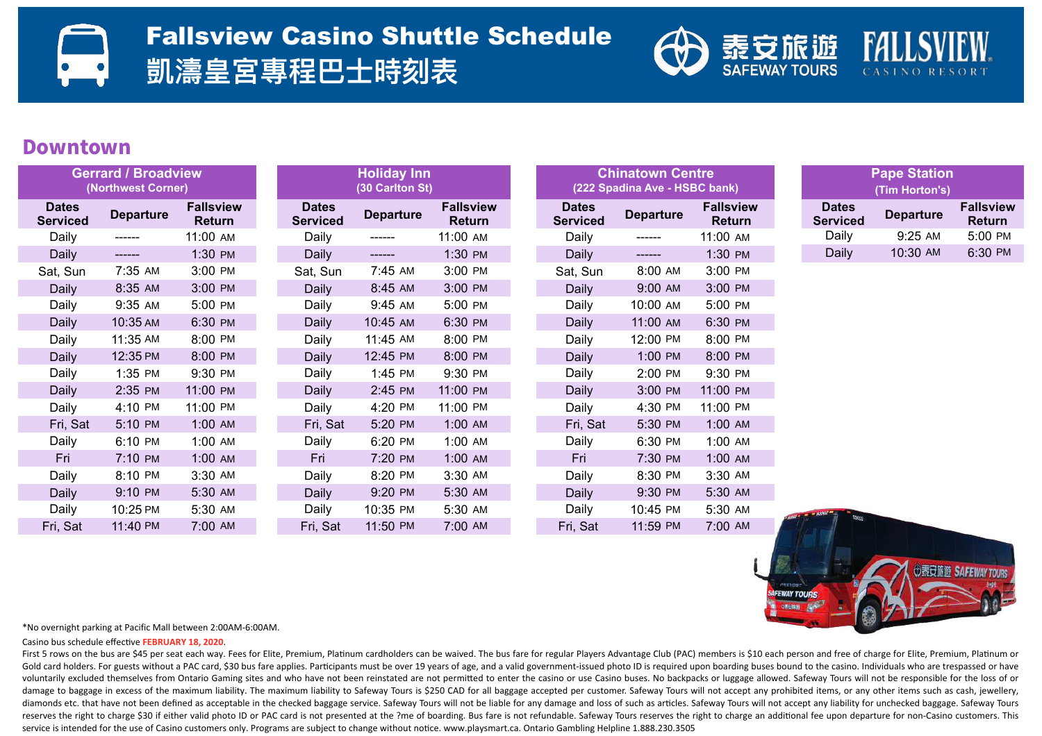# Fallsview Casino Shuttle Schedule
# 凱濤皇宮專程巴士時刻表

泰安旅遊 SAFEWAY TOURS　FALLSVIEW CASINO RESORT

## Downtown

| Gerrard / Broadview (Northwest Corner) | | |
|---|---|---|
| Dates Serviced | Departure | Fallsview Return |
| Daily | ------ | 11:00 AM |
| Daily | ------ | 1:30 PM |
| Sat, Sun | 7:35 AM | 3:00 PM |
| Daily | 8:35 AM | 3:00 PM |
| Daily | 9:35 AM | 5:00 PM |
| Daily | 10:35 AM | 6:30 PM |
| Daily | 11:35 AM | 8:00 PM |
| Daily | 12:35 PM | 8:00 PM |
| Daily | 1:35 PM | 9:30 PM |
| Daily | 2:35 PM | 11:00 PM |
| Daily | 4:10 PM | 11:00 PM |
| Fri, Sat | 5:10 PM | 1:00 AM |
| Daily | 6:10 PM | 1:00 AM |
| Fri | 7:10 PM | 1:00 AM |
| Daily | 8:10 PM | 3:30 AM |
| Daily | 9:10 PM | 5:30 AM |
| Daily | 10:25 PM | 5:30 AM |
| Fri, Sat | 11:40 PM | 7:00 AM |

| Holiday Inn (30 Carlton St) | | |
|---|---|---|
| Dates Serviced | Departure | Fallsview Return |
| Daily | ------ | 11:00 AM |
| Daily | ------ | 1:30 PM |
| Sat, Sun | 7:45 AM | 3:00 PM |
| Daily | 8:45 AM | 3:00 PM |
| Daily | 9:45 AM | 5:00 PM |
| Daily | 10:45 AM | 6:30 PM |
| Daily | 11:45 AM | 8:00 PM |
| Daily | 12:45 PM | 8:00 PM |
| Daily | 1:45 PM | 9:30 PM |
| Daily | 2:45 PM | 11:00 PM |
| Daily | 4:20 PM | 11:00 PM |
| Fri, Sat | 5:20 PM | 1:00 AM |
| Daily | 6:20 PM | 1:00 AM |
| Fri | 7:20 PM | 1:00 AM |
| Daily | 8:20 PM | 3:30 AM |
| Daily | 9:20 PM | 5:30 AM |
| Daily | 10:35 PM | 5:30 AM |
| Fri, Sat | 11:50 PM | 7:00 AM |

| Chinatown Centre (222 Spadina Ave - HSBC bank) | | |
|---|---|---|
| Dates Serviced | Departure | Fallsview Return |
| Daily | ------ | 11:00 AM |
| Daily | ------ | 1:30 PM |
| Sat, Sun | 8:00 AM | 3:00 PM |
| Daily | 9:00 AM | 3:00 PM |
| Daily | 10:00 AM | 5:00 PM |
| Daily | 11:00 AM | 6:30 PM |
| Daily | 12:00 PM | 8:00 PM |
| Daily | 1:00 PM | 8:00 PM |
| Daily | 2:00 PM | 9:30 PM |
| Daily | 3:00 PM | 11:00 PM |
| Daily | 4:30 PM | 11:00 PM |
| Fri, Sat | 5:30 PM | 1:00 AM |
| Daily | 6:30 PM | 1:00 AM |
| Fri | 7:30 PM | 1:00 AM |
| Daily | 8:30 PM | 3:30 AM |
| Daily | 9:30 PM | 5:30 AM |
| Daily | 10:45 PM | 5:30 AM |
| Fri, Sat | 11:59 PM | 7:00 AM |

| Pape Station (Tim Horton's) | | |
|---|---|---|
| Dates Serviced | Departure | Fallsview Return |
| Daily | 9:25 AM | 5:00 PM |
| Daily | 10:30 AM | 6:30 PM |

*No overnight parking at Pacific Mall between 2:00AM-6:00AM.

Casino bus schedule effective **FEBRUARY 18, 2020**.

First 5 rows on the bus are $45 per seat each way. Fees for Elite, Premium, Platinum cardholders can be waived. The bus fare for regular Players Advantage Club (PAC) members is $10 each person and free of charge for Elite, Premium, Platinum or Gold card holders. For guests without a PAC card, $30 bus fare applies. Participants must be over 19 years of age, and a valid government-issued photo ID is required upon boarding buses bound to the casino. Individuals who are trespassed or have voluntarily excluded themselves from Ontario Gaming sites and who have not been reinstated are not permitted to enter the casino or use Casino buses. No backpacks or luggage allowed. Safeway Tours will not be responsible for the loss of or damage to baggage in excess of the maximum liability. The maximum liability to Safeway Tours is $250 CAD for all baggage accepted per customer. Safeway Tours will not accept any prohibited items, or any other items such as cash, jewellery, diamonds etc. that have not been defined as acceptable in the checked baggage service. Safeway Tours will not be liable for any damage and loss of such as articles. Safeway Tours will not accept any liability for unchecked baggage. Safeway Tours reserves the right to charge $30 if either valid photo ID or PAC card is not presented at the ?me of boarding. Bus fare is not refundable. Safeway Tours reserves the right to charge an additional fee upon departure for non-Casino customers. This service is intended for the use of Casino customers only. Programs are subject to change without notice. www.playsmart.ca. Ontario Gambling Helpline 1.888.230.3505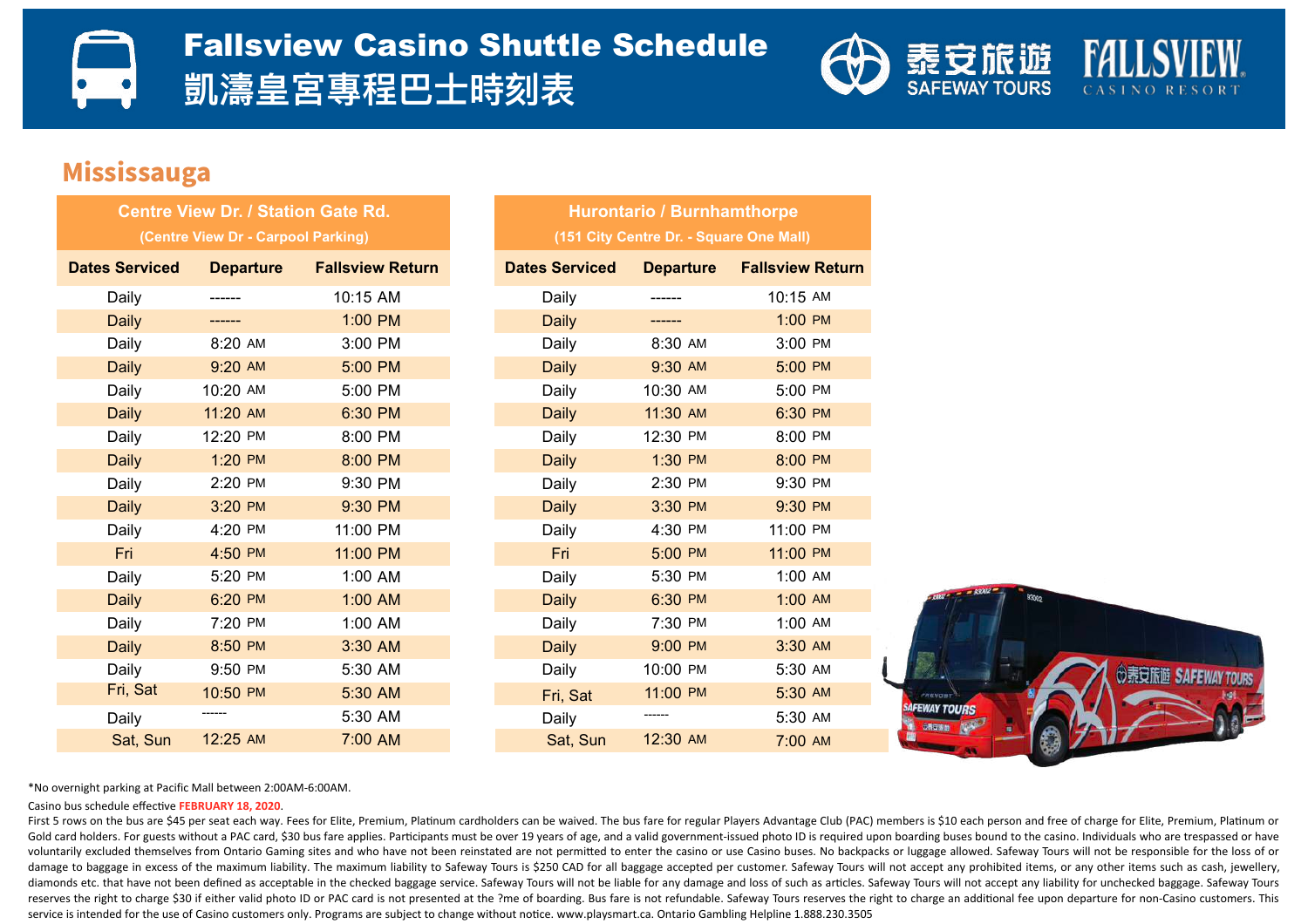# Fallsview Casino Shuttle Schedule

# 凱濤皇宮專程巴士時刻表

泰安旅遊 SAFEWAY TOURS

FALLSVIEW CASINO RESORT

## Mississauga

| Centre View Dr. / Station Gate Rd. (Centre View Dr - Carpool Parking) | | |
|---|---|---|
| **Dates Serviced** | **Departure** | **Fallsview Return** |
| Daily | ------ | 10:15 AM |
| Daily | ------ | 1:00 PM |
| Daily | 8:20 AM | 3:00 PM |
| Daily | 9:20 AM | 5:00 PM |
| Daily | 10:20 AM | 5:00 PM |
| Daily | 11:20 AM | 6:30 PM |
| Daily | 12:20 PM | 8:00 PM |
| Daily | 1:20 PM | 8:00 PM |
| Daily | 2:20 PM | 9:30 PM |
| Daily | 3:20 PM | 9:30 PM |
| Daily | 4:20 PM | 11:00 PM |
| Fri | 4:50 PM | 11:00 PM |
| Daily | 5:20 PM | 1:00 AM |
| Daily | 6:20 PM | 1:00 AM |
| Daily | 7:20 PM | 1:00 AM |
| Daily | 8:50 PM | 3:30 AM |
| Daily | 9:50 PM | 5:30 AM |
| Fri, Sat | 10:50 PM | 5:30 AM |
| Daily | ------ | 5:30 AM |
| Sat, Sun | 12:25 AM | 7:00 AM |

| Hurontario / Burnhamthorpe (151 City Centre Dr. - Square One Mall) | | |
|---|---|---|
| **Dates Serviced** | **Departure** | **Fallsview Return** |
| Daily | ------ | 10:15 AM |
| Daily | ------ | 1:00 PM |
| Daily | 8:30 AM | 3:00 PM |
| Daily | 9:30 AM | 5:00 PM |
| Daily | 10:30 AM | 5:00 PM |
| Daily | 11:30 AM | 6:30 PM |
| Daily | 12:30 PM | 8:00 PM |
| Daily | 1:30 PM | 8:00 PM |
| Daily | 2:30 PM | 9:30 PM |
| Daily | 3:30 PM | 9:30 PM |
| Daily | 4:30 PM | 11:00 PM |
| Fri | 5:00 PM | 11:00 PM |
| Daily | 5:30 PM | 1:00 AM |
| Daily | 6:30 PM | 1:00 AM |
| Daily | 7:30 PM | 1:00 AM |
| Daily | 9:00 PM | 3:30 AM |
| Daily | 10:00 PM | 5:30 AM |
| Fri, Sat | 11:00 PM | 5:30 AM |
| Daily | ------ | 5:30 AM |
| Sat, Sun | 12:30 AM | 7:00 AM |

*No overnight parking at Pacific Mall between 2:00AM-6:00AM.

Casino bus schedule effective **FEBRUARY 18, 2020**.

First 5 rows on the bus are $45 per seat each way. Fees for Elite, Premium, Platinum cardholders can be waived. The bus fare for regular Players Advantage Club (PAC) members is $10 each person and free of charge for Elite, Premium, Platinum or Gold card holders. For guests without a PAC card, $30 bus fare applies. Participants must be over 19 years of age, and a valid government-issued photo ID is required upon boarding buses bound to the casino. Individuals who are trespassed or have voluntarily excluded themselves from Ontario Gaming sites and who have not been reinstated are not permitted to enter the casino or use Casino buses. No backpacks or luggage allowed. Safeway Tours will not be responsible for the loss of or damage to baggage in excess of the maximum liability. The maximum liability to Safeway Tours is $250 CAD for all baggage accepted per customer. Safeway Tours will not accept any prohibited items, or any other items such as cash, jewellery, diamonds etc. that have not been defined as acceptable in the checked baggage service. Safeway Tours will not be liable for any damage and loss of such as articles. Safeway Tours will not accept any liability for unchecked baggage. Safeway Tours reserves the right to charge $30 if either valid photo ID or PAC card is not presented at the ?me of boarding. Bus fare is not refundable. Safeway Tours reserves the right to charge an additional fee upon departure for non-Casino customers. This service is intended for the use of Casino customers only. Programs are subject to change without notice. www.playsmart.ca. Ontario Gambling Helpline 1.888.230.3505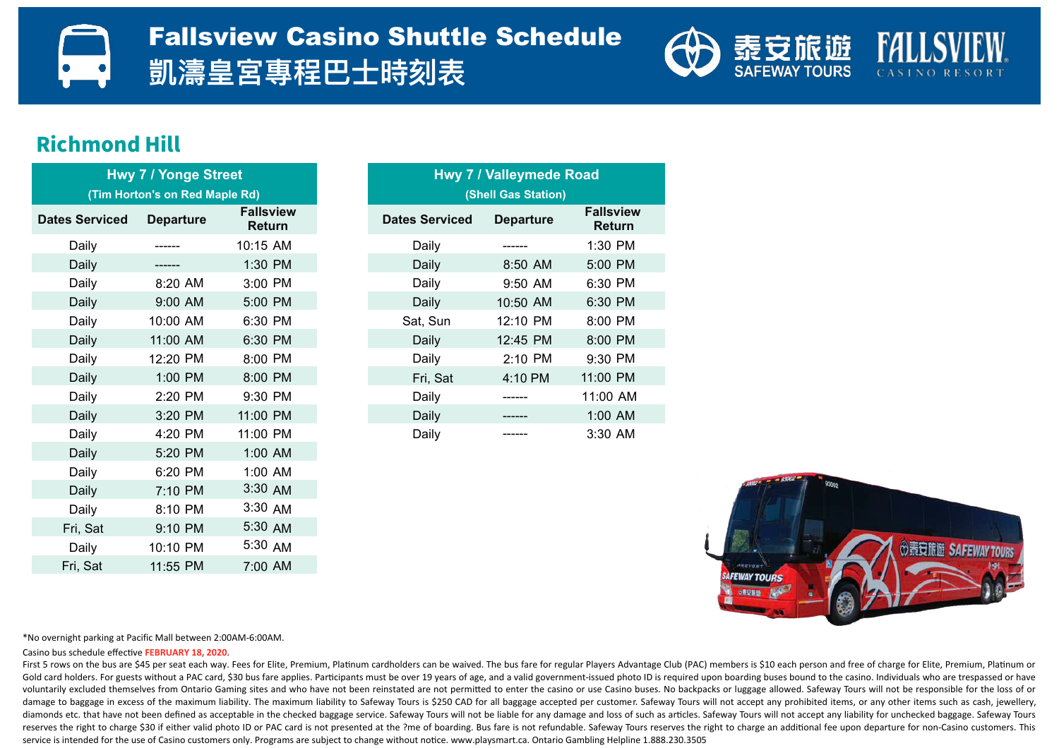# Fallsview Casino Shuttle Schedule
# 凱濤皇宮專程巴士時刻表

泰安旅遊 SAFEWAY TOURS

FALLSVIEW CASINO RESORT

## Richmond Hill

| Hwy 7 / Yonge Street (Tim Horton's on Red Maple Rd) | | |
|---|---|---|
| **Dates Serviced** | **Departure** | **Fallsview Return** |
| Daily | ------ | 10:15 AM |
| Daily | ------ | 1:30 PM |
| Daily | 8:20 AM | 3:00 PM |
| Daily | 9:00 AM | 5:00 PM |
| Daily | 10:00 AM | 6:30 PM |
| Daily | 11:00 AM | 6:30 PM |
| Daily | 12:20 PM | 8:00 PM |
| Daily | 1:00 PM | 8:00 PM |
| Daily | 2:20 PM | 9:30 PM |
| Daily | 3:20 PM | 11:00 PM |
| Daily | 4:20 PM | 11:00 PM |
| Daily | 5:20 PM | 1:00 AM |
| Daily | 6:20 PM | 1:00 AM |
| Daily | 7:10 PM | 3:30 AM |
| Daily | 8:10 PM | 3:30 AM |
| Fri, Sat | 9:10 PM | 5:30 AM |
| Daily | 10:10 PM | 5:30 AM |
| Fri, Sat | 11:55 PM | 7:00 AM |

| Hwy 7 / Valleymede Road (Shell Gas Station) | | |
|---|---|---|
| **Dates Serviced** | **Departure** | **Fallsview Return** |
| Daily | ------ | 1:30 PM |
| Daily | 8:50 AM | 5:00 PM |
| Daily | 9:50 AM | 6:30 PM |
| Daily | 10:50 AM | 6:30 PM |
| Sat, Sun | 12:10 PM | 8:00 PM |
| Daily | 12:45 PM | 8:00 PM |
| Daily | 2:10 PM | 9:30 PM |
| Fri, Sat | 4:10 PM | 11:00 PM |
| Daily | ------ | 11:00 AM |
| Daily | ------ | 1:00 AM |
| Daily | ------ | 3:30 AM |

*No overnight parking at Pacific Mall between 2:00AM-6:00AM.

Casino bus schedule effective **FEBRUARY 18, 2020**.

First 5 rows on the bus are $45 per seat each way. Fees for Elite, Premium, Platinum cardholders can be waived. The bus fare for regular Players Advantage Club (PAC) members is $10 each person and free of charge for Elite, Premium, Platinum or Gold card holders. For guests without a PAC card, $30 bus fare applies. Participants must be over 19 years of age, and a valid government-issued photo ID is required upon boarding buses bound to the casino. Individuals who are trespassed or have voluntarily excluded themselves from Ontario Gaming sites and who have not been reinstated are not permitted to enter the casino or use Casino buses. No backpacks or luggage allowed. Safeway Tours will not be responsible for the loss of or damage to baggage in excess of the maximum liability. The maximum liability to Safeway Tours is $250 CAD for all baggage accepted per customer. Safeway Tours will not accept any prohibited items, or any other items such as cash, jewellery, diamonds etc. that have not been defined as acceptable in the checked baggage service. Safeway Tours will not be liable for any damage and loss of such as articles. Safeway Tours will not accept any liability for unchecked baggage. Safeway Tours reserves the right to charge $30 if either valid photo ID or PAC card is not presented at the ?me of boarding. Bus fare is not refundable. Safeway Tours reserves the right to charge an additional fee upon departure for non-Casino customers. This service is intended for the use of Casino customers only. Programs are subject to change without notice. www.playsmart.ca. Ontario Gambling Helpline 1.888.230.3505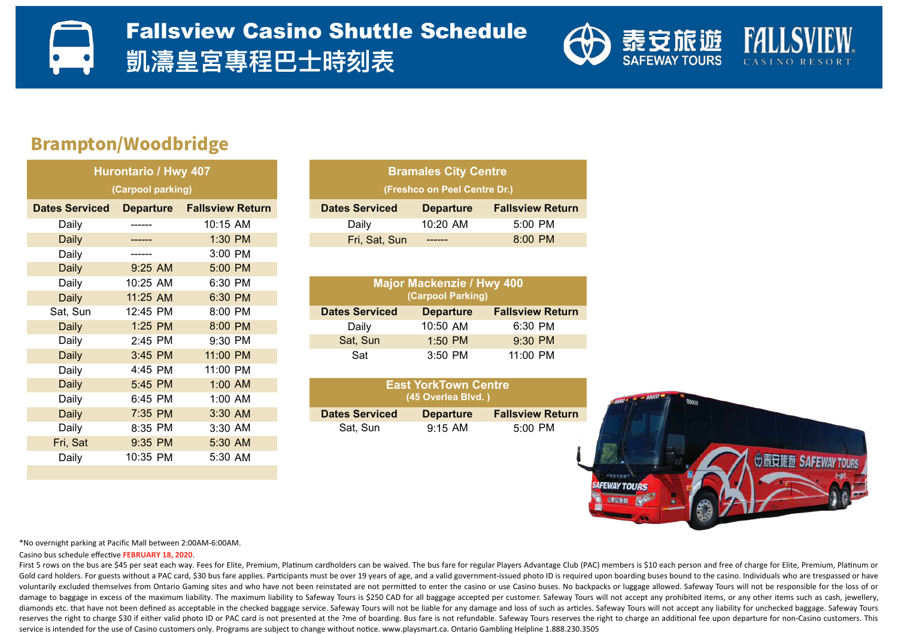# Fallsview Casino Shuttle Schedule
# 凱濤皇宮專程巴士時刻表

泰安旅遊 SAFEWAY TOURS | FALLSVIEW CASINO RESORT

## Brampton/Woodbridge

| Hurontario / Hwy 407 (Carpool parking) | | |
|---|---|---|
| **Dates Serviced** | **Departure** | **Fallsview Return** |
| Daily | ------ | 10:15 AM |
| Daily | ------ | 1:30 PM |
| Daily | ------ | 3:00 PM |
| Daily | 9:25 AM | 5:00 PM |
| Daily | 10:25 AM | 6:30 PM |
| Daily | 11:25 AM | 6:30 PM |
| Sat, Sun | 12:45 PM | 8:00 PM |
| Daily | 1:25 PM | 8:00 PM |
| Daily | 2:45 PM | 9:30 PM |
| Daily | 3:45 PM | 11:00 PM |
| Daily | 4:45 PM | 11:00 PM |
| Daily | 5:45 PM | 1:00 AM |
| Daily | 6:45 PM | 1:00 AM |
| Daily | 7:35 PM | 3:30 AM |
| Daily | 8:35 PM | 3:30 AM |
| Fri, Sat | 9:35 PM | 5:30 AM |
| Daily | 10:35 PM | 5:30 AM |

| Bramales City Centre (Freshco on Peel Centre Dr.) | | |
|---|---|---|
| **Dates Serviced** | **Departure** | **Fallsview Return** |
| Daily | 10:20 AM | 5:00 PM |
| Fri, Sat, Sun | ------ | 8:00 PM |

| Major Mackenzie / Hwy 400 (Carpool Parking) | | |
|---|---|---|
| **Dates Serviced** | **Departure** | **Fallsview Return** |
| Daily | 10:50 AM | 6:30 PM |
| Sat, Sun | 1:50 PM | 9:30 PM |
| Sat | 3:50 PM | 11:00 PM |

| East YorkTown Centre (45 Overlea Blvd. ) | | |
|---|---|---|
| **Dates Serviced** | **Departure** | **Fallsview Return** |
| Sat, Sun | 9:15 AM | 5:00 PM |

*No overnight parking at Pacific Mall between 2:00AM-6:00AM.

Casino bus schedule effective **FEBRUARY 18, 2020**.

First 5 rows on the bus are $45 per seat each way. Fees for Elite, Premium, Platinum cardholders can be waived. The bus fare for regular Players Advantage Club (PAC) members is $10 each person and free of charge for Elite, Premium, Platinum or Gold card holders. For guests without a PAC card, $30 bus fare applies. Participants must be over 19 years of age, and a valid government-issued photo ID is required upon boarding buses bound to the casino. Individuals who are trespassed or have voluntarily excluded themselves from Ontario Gaming sites and who have not been reinstated are not permitted to enter the casino or use Casino buses. No backpacks or luggage allowed. Safeway Tours will not be responsible for the loss of or damage to baggage in excess of the maximum liability. The maximum liability to Safeway Tours is $250 CAD for all baggage accepted per customer. Safeway Tours will not accept any prohibited items, or any other items such as cash, jewellery, diamonds etc. that have not been defined as acceptable in the checked baggage service. Safeway Tours will not be liable for any damage and loss of such as articles. Safeway Tours will not accept any liability for unchecked baggage. Safeway Tours reserves the right to charge $30 if either valid photo ID or PAC card is not presented at the ?me of boarding. Bus fare is not refundable. Safeway Tours reserves the right to charge an additional fee upon departure for non-Casino customers. This service is intended for the use of Casino customers only. Programs are subject to change without notice. www.playsmart.ca. Ontario Gambling Helpline 1.888.230.3505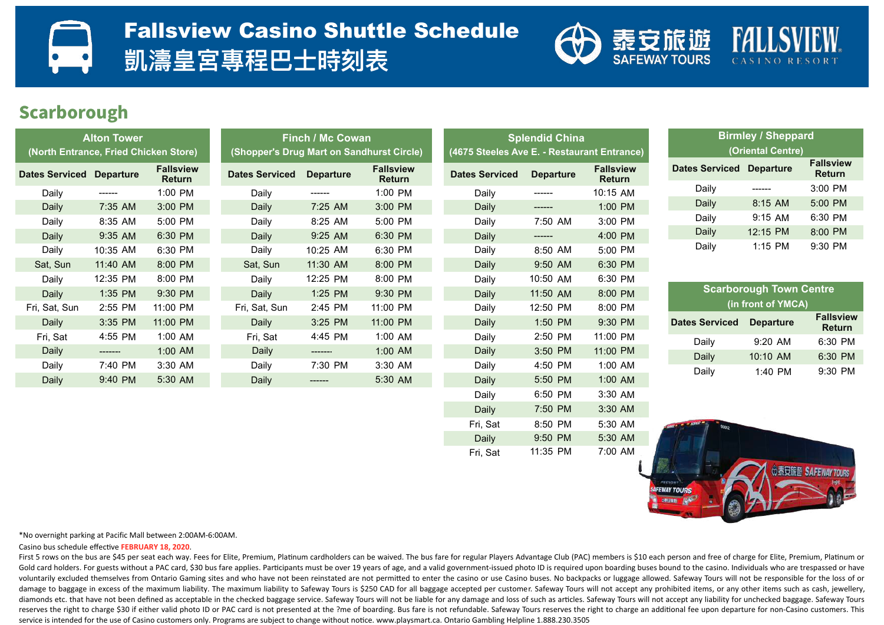# Fallsview Casino Shuttle Schedule
# 凱濤皇宮專程巴士時刻表

泰安旅遊 SAFEWAY TOURS

FALLSVIEW CASINO RESORT

## Scarborough

| Alton Tower (North Entrance, Fried Chicken Store) | | |
|---|---|---|
| Dates Serviced | Departure | Fallsview Return |
| Daily | ------ | 1:00 PM |
| Daily | 7:35 AM | 3:00 PM |
| Daily | 8:35 AM | 5:00 PM |
| Daily | 9:35 AM | 6:30 PM |
| Daily | 10:35 AM | 6:30 PM |
| Sat, Sun | 11:40 AM | 8:00 PM |
| Daily | 12:35 PM | 8:00 PM |
| Daily | 1:35 PM | 9:30 PM |
| Fri, Sat, Sun | 2:55 PM | 11:00 PM |
| Daily | 3:35 PM | 11:00 PM |
| Fri, Sat | 4:55 PM | 1:00 AM |
| Daily | ------- | 1:00 AM |
| Daily | 7:40 PM | 3:30 AM |
| Daily | 9:40 PM | 5:30 AM |

| Finch / Mc Cowan (Shopper's Drug Mart on Sandhurst Circle) | | |
|---|---|---|
| Dates Serviced | Departure | Fallsview Return |
| Daily | ------ | 1:00 PM |
| Daily | 7:25 AM | 3:00 PM |
| Daily | 8:25 AM | 5:00 PM |
| Daily | 9:25 AM | 6:30 PM |
| Daily | 10:25 AM | 6:30 PM |
| Sat, Sun | 11:30 AM | 8:00 PM |
| Daily | 12:25 PM | 8:00 PM |
| Daily | 1:25 PM | 9:30 PM |
| Fri, Sat, Sun | 2:45 PM | 11:00 PM |
| Daily | 3:25 PM | 11:00 PM |
| Fri, Sat | 4:45 PM | 1:00 AM |
| Daily | ------- | 1:00 AM |
| Daily | 7:30 PM | 3:30 AM |
| Daily | ------ | 5:30 AM |

| Splendid China (4675 Steeles Ave E. - Restaurant Entrance) | | |
|---|---|---|
| Dates Serviced | Departure | Fallsview Return |
| Daily | ------ | 10:15 AM |
| Daily | ------ | 1:00 PM |
| Daily | 7:50 AM | 3:00 PM |
| Daily | ------ | 4:00 PM |
| Daily | 8:50 AM | 5:00 PM |
| Daily | 9:50 AM | 6:30 PM |
| Daily | 10:50 AM | 6:30 PM |
| Daily | 11:50 AM | 8:00 PM |
| Daily | 12:50 PM | 8:00 PM |
| Daily | 1:50 PM | 9:30 PM |
| Daily | 2:50 PM | 11:00 PM |
| Daily | 3:50 PM | 11:00 PM |
| Daily | 4:50 PM | 1:00 AM |
| Daily | 5:50 PM | 1:00 AM |
| Daily | 6:50 PM | 3:30 AM |
| Daily | 7:50 PM | 3:30 AM |
| Fri, Sat | 8:50 PM | 5:30 AM |
| Daily | 9:50 PM | 5:30 AM |
| Fri, Sat | 11:35 PM | 7:00 AM |

| Birmley / Sheppard (Oriental Centre) | | |
|---|---|---|
| Dates Serviced | Departure | Fallsview Return |
| Daily | ------ | 3:00 PM |
| Daily | 8:15 AM | 5:00 PM |
| Daily | 9:15 AM | 6:30 PM |
| Daily | 12:15 PM | 8:00 PM |
| Daily | 1:15 PM | 9:30 PM |

| Scarborough Town Centre (in front of YMCA) | | |
|---|---|---|
| Dates Serviced | Departure | Fallsview Return |
| Daily | 9:20 AM | 6:30 PM |
| Daily | 10:10 AM | 6:30 PM |
| Daily | 1:40 PM | 9:30 PM |

*No overnight parking at Pacific Mall between 2:00AM-6:00AM.

Casino bus schedule effective **FEBRUARY 18, 2020**.

First 5 rows on the bus are $45 per seat each way. Fees for Elite, Premium, Platinum cardholders can be waived. The bus fare for regular Players Advantage Club (PAC) members is $10 each person and free of charge for Elite, Premium, Platinum or Gold card holders. For guests without a PAC card, $30 bus fare applies. Participants must be over 19 years of age, and a valid government-issued photo ID is required upon boarding buses bound to the casino. Individuals who are trespassed or have voluntarily excluded themselves from Ontario Gaming sites and who have not been reinstated are not permitted to enter the casino or use Casino buses. No backpacks or luggage allowed. Safeway Tours will not be responsible for the loss of or damage to baggage in excess of the maximum liability. The maximum liability to Safeway Tours is $250 CAD for all baggage accepted per customer. Safeway Tours will not accept any prohibited items, or any other items such as cash, jewellery, diamonds etc. that have not been defined as acceptable in the checked baggage service. Safeway Tours will not be liable for any damage and loss of such as articles. Safeway Tours will not accept any liability for unchecked baggage. Safeway Tours reserves the right to charge $30 if either valid photo ID or PAC card is not presented at the ?me of boarding. Bus fare is not refundable. Safeway Tours reserves the right to charge an additional fee upon departure for non-Casino customers. This service is intended for the use of Casino customers only. Programs are subject to change without notice. www.playsmart.ca. Ontario Gambling Helpline 1.888.230.3505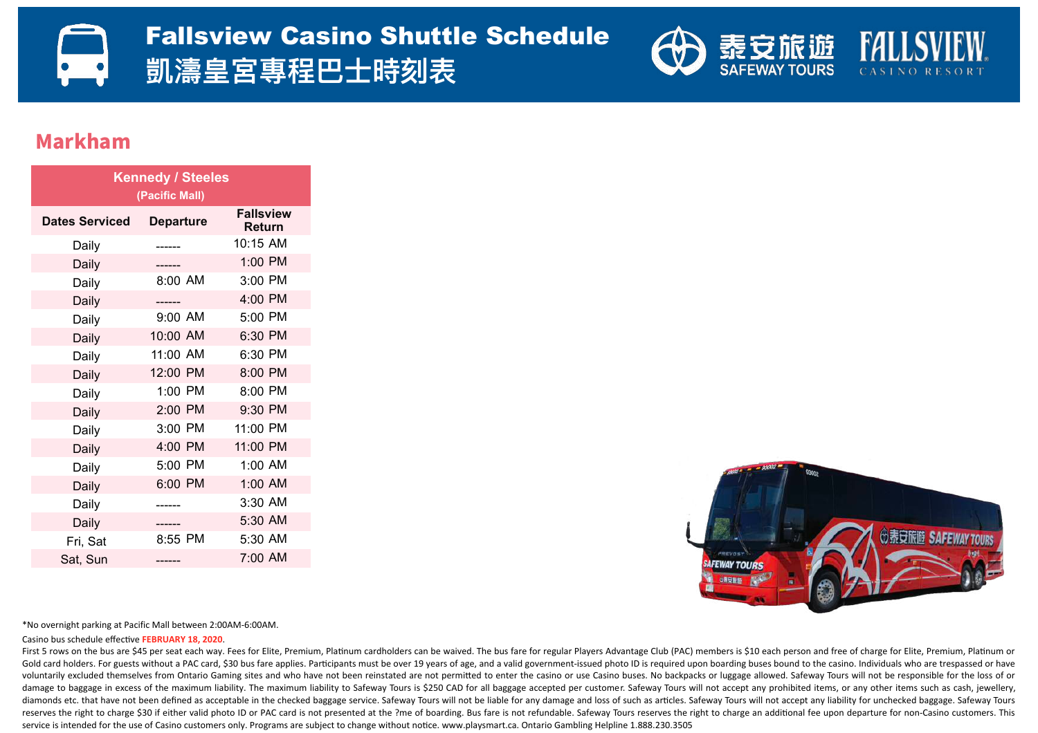# Fallsview Casino Shuttle Schedule
# 凱濤皇宮專程巴士時刻表

泰安旅遊 SAFEWAY TOURS

FALLSVIEW CASINO RESORT

## Markham

| Kennedy / Steeles (Pacific Mall) | | |
|---|---|---|
| **Dates Serviced** | **Departure** | **Fallsview Return** |
| Daily | ------ | 10:15 AM |
| Daily | ------ | 1:00 PM |
| Daily | 8:00 AM | 3:00 PM |
| Daily | ------ | 4:00 PM |
| Daily | 9:00 AM | 5:00 PM |
| Daily | 10:00 AM | 6:30 PM |
| Daily | 11:00 AM | 6:30 PM |
| Daily | 12:00 PM | 8:00 PM |
| Daily | 1:00 PM | 8:00 PM |
| Daily | 2:00 PM | 9:30 PM |
| Daily | 3:00 PM | 11:00 PM |
| Daily | 4:00 PM | 11:00 PM |
| Daily | 5:00 PM | 1:00 AM |
| Daily | 6:00 PM | 1:00 AM |
| Daily | ------ | 3:30 AM |
| Daily | ------ | 5:30 AM |
| Fri, Sat | 8:55 PM | 5:30 AM |
| Sat, Sun | ------ | 7:00 AM |

*No overnight parking at Pacific Mall between 2:00AM-6:00AM.

Casino bus schedule effective **FEBRUARY 18, 2020**.

First 5 rows on the bus are $45 per seat each way. Fees for Elite, Premium, Platinum cardholders can be waived. The bus fare for regular Players Advantage Club (PAC) members is $10 each person and free of charge for Elite, Premium, Platinum or Gold card holders. For guests without a PAC card, $30 bus fare applies. Participants must be over 19 years of age, and a valid government-issued photo ID is required upon boarding buses bound to the casino. Individuals who are trespassed or have voluntarily excluded themselves from Ontario Gaming sites and who have not been reinstated are not permitted to enter the casino or use Casino buses. No backpacks or luggage allowed. Safeway Tours will not be responsible for the loss of or damage to baggage in excess of the maximum liability. The maximum liability to Safeway Tours is $250 CAD for all baggage accepted per customer. Safeway Tours will not accept any prohibited items, or any other items such as cash, jewellery, diamonds etc. that have not been defined as acceptable in the checked baggage service. Safeway Tours will not be liable for any damage and loss of such as articles. Safeway Tours will not accept any liability for unchecked baggage. Safeway Tours reserves the right to charge $30 if either valid photo ID or PAC card is not presented at the ?me of boarding. Bus fare is not refundable. Safeway Tours reserves the right to charge an additional fee upon departure for non-Casino customers. This service is intended for the use of Casino customers only. Programs are subject to change without notice. www.playsmart.ca. Ontario Gambling Helpline 1.888.230.3505